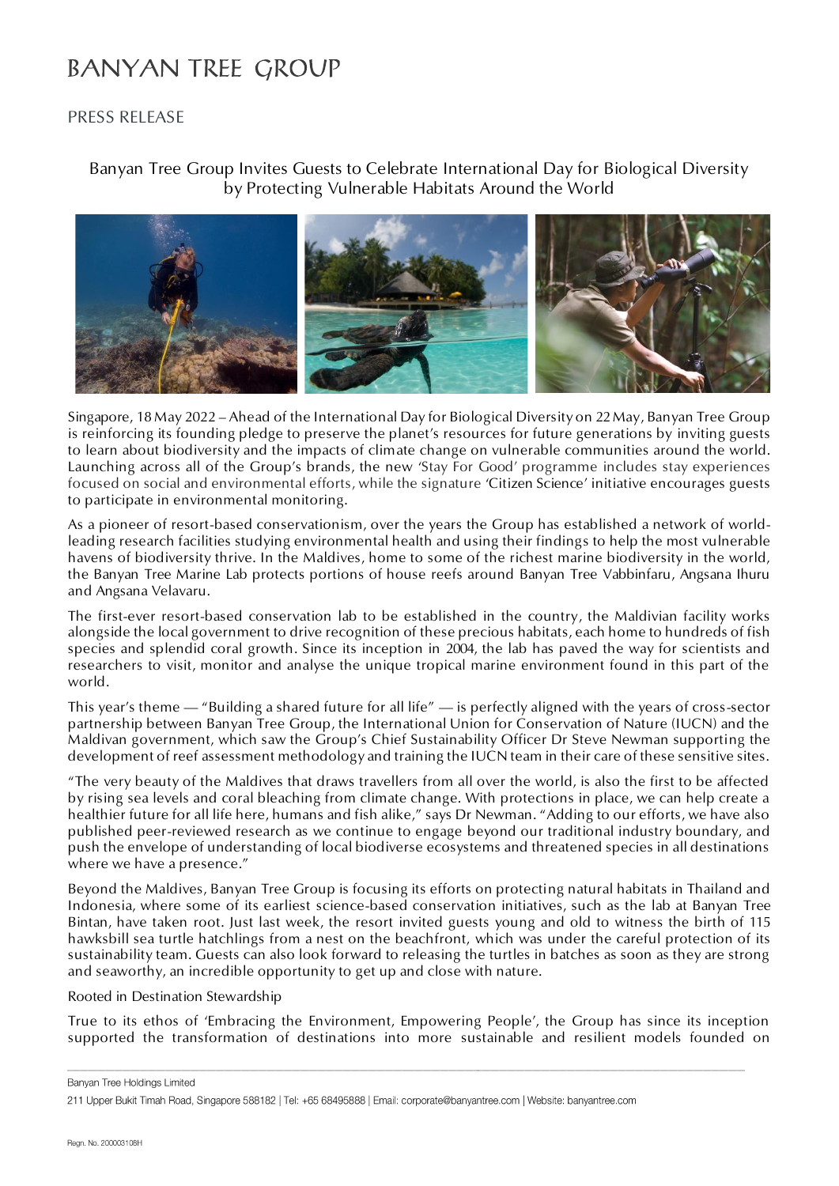# BANYAN TREE GROUP

PRESS RELEASE

## Banyan Tree Group Invites Guests to Celebrate International Day for Biological Diversity by Protecting Vulnerable Habitats Around the World

Singapore, 18 May 2022 – Ahead of the International Day for Biological Diversity on 22 May, Banyan Tree Group is reinforcing its founding pledge to preserve the planet's resources for future generations by inviting guests to learn about biodiversity and the impacts of climate change on vulnerable communities around the world. Launching across all of the Group's brands, the new 'Stay For Good' programme includes stay experiences focused on social and environmental efforts, while the signature 'Citizen Science' initiative encourages guests to participate in environmental monitoring.

As a pioneer of resort-based conservationism, over the years the Group has established a network of world-leading research facilities studying environmental health and using their findings to help the most vulnerable havens of biodiversity thrive. In the Maldives, home to some of the richest marine biodiversity in the world, the Banyan Tree Marine Lab protects portions of house reefs around Banyan Tree Vabbinfaru, Angsana Ihuru and Angsana Velavaru.

The first-ever resort-based conservation lab to be established in the country, the Maldivian facility works alongside the local government to drive recognition of these precious habitats, each home to hundreds of fish species and splendid coral growth. Since its inception in 2004, the lab has paved the way for scientists and researchers to visit, monitor and analyse the unique tropical marine environment found in this part of the world.

This year's theme — "Building a shared future for all life" — is perfectly aligned with the years of cross-sector partnership between Banyan Tree Group, the International Union for Conservation of Nature (IUCN) and the Maldivan government, which saw the Group's Chief Sustainability Officer Dr Steve Newman supporting the development of reef assessment methodology and training the IUCN team in their care of these sensitive sites.

"The very beauty of the Maldives that draws travellers from all over the world, is also the first to be affected by rising sea levels and coral bleaching from climate change. With protections in place, we can help create a healthier future for all life here, humans and fish alike," says Dr Newman. "Adding to our efforts, we have also published peer-reviewed research as we continue to engage beyond our traditional industry boundary, and push the envelope of understanding of local biodiverse ecosystems and threatened species in all destinations where we have a presence."

Beyond the Maldives, Banyan Tree Group is focusing its efforts on protecting natural habitats in Thailand and Indonesia, where some of its earliest science-based conservation initiatives, such as the lab at Banyan Tree Bintan, have taken root. Just last week, the resort invited guests young and old to witness the birth of 115 hawksbill sea turtle hatchlings from a nest on the beachfront, which was under the careful protection of its sustainability team. Guests can also look forward to releasing the turtles in batches as soon as they are strong and seaworthy, an incredible opportunity to get up and close with nature.

### Rooted in Destination Stewardship

True to its ethos of 'Embracing the Environment, Empowering People', the Group has since its inception supported the transformation of destinations into more sustainable and resilient models founded on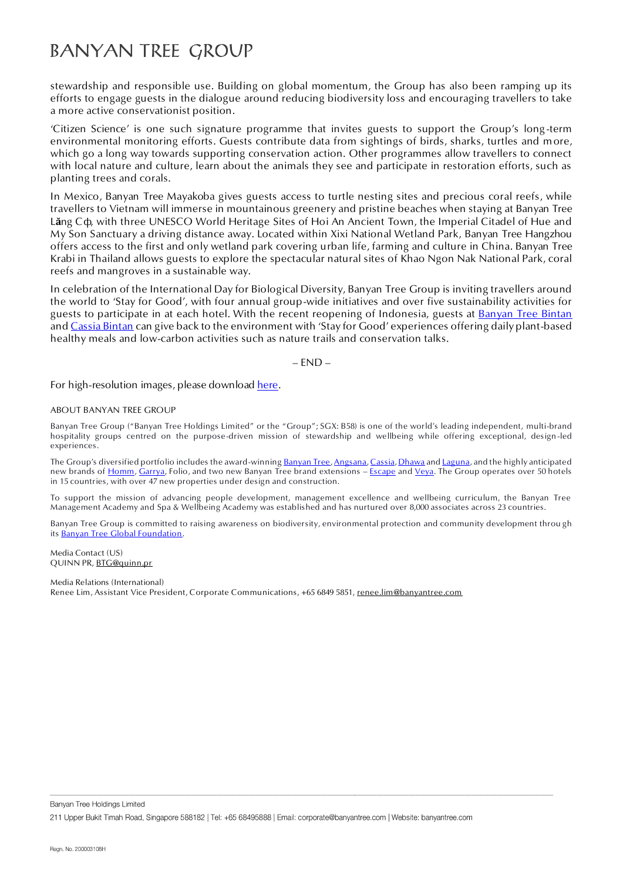stewardship and responsible use. Building on global momentum, the Group has also been ramping up its efforts to engage guests in the dialogue around reducing biodiversity loss and encouraging travellers to take a more active conservationist position.

'Citizen Science' is one such signature programme that invites guests to support the Group's long-term environmental monitoring efforts. Guests contribute data from sightings of birds, sharks, turtles and more, which go a long way towards supporting conservation action. Other programmes allow travellers to connect with local nature and culture, learn about the animals they see and participate in restoration efforts, such as planting trees and corals.

In Mexico, Banyan Tree Mayakoba gives guests access to turtle nesting sites and precious coral reefs, while travellers to Vietnam will immerse in mountainous greenery and pristine beaches when staying at Banyan Tree Lăng Cô, with three UNESCO World Heritage Sites of Hoi An Ancient Town, the Imperial Citadel of Hue and My Son Sanctuary a driving distance away. Located within Xixi National Wetland Park, Banyan Tree Hangzhou offers access to the first and only wetland park covering urban life, farming and culture in China. Banyan Tree Krabi in Thailand allows guests to explore the spectacular natural sites of Khao Ngon Nak National Park, coral reefs and mangroves in a sustainable way.

In celebration of the International Day for Biological Diversity, Banyan Tree Group is inviting travellers around the world to 'Stay for Good', with four annual group-wide initiatives and over five sustainability activities for guests to participate in at each hotel. With the recent reopening of Indonesia, guests at Banyan Tree Bintan and Cassia Bintan can give back to the environment with 'Stay for Good' experiences offering daily plant-based healthy meals and low-carbon activities such as nature trails and conservation talks.

– END –

For high-resolution images, please download here.

ABOUT BANYAN TREE GROUP

Banyan Tree Group ("Banyan Tree Holdings Limited" or the "Group"; SGX: B58) is one of the world's leading independent, multi-brand hospitality groups centred on the purpose-driven mission of stewardship and wellbeing while offering exceptional, design-led experiences.

The Group's diversified portfolio includes the award-winning Banyan Tree, Angsana, Cassia, Dhawa and Laguna, and the highly anticipated new brands of Homm, Garrya, Folio, and two new Banyan Tree brand extensions – Escape and Veya. The Group operates over 50 hotels in 15 countries, with over 47 new properties under design and construction.

To support the mission of advancing people development, management excellence and wellbeing curriculum, the Banyan Tree Management Academy and Spa & Wellbeing Academy was established and has nurtured over 8,000 associates across 23 countries.

Banyan Tree Group is committed to raising awareness on biodiversity, environmental protection and community development through its Banyan Tree Global Foundation.

Media Contact (US)
QUINN PR, BTG@quinn.pr

Media Relations (International)
Renee Lim, Assistant Vice President, Corporate Communications, +65 6849 5851, renee.lim@banyantree.com

Banyan Tree Holdings Limited

211 Upper Bukit Timah Road, Singapore 588182 | Tel: +65 68495888 | Email: corporate@banyantree.com | Website: banyantree.com

Regn. No. 200003108H